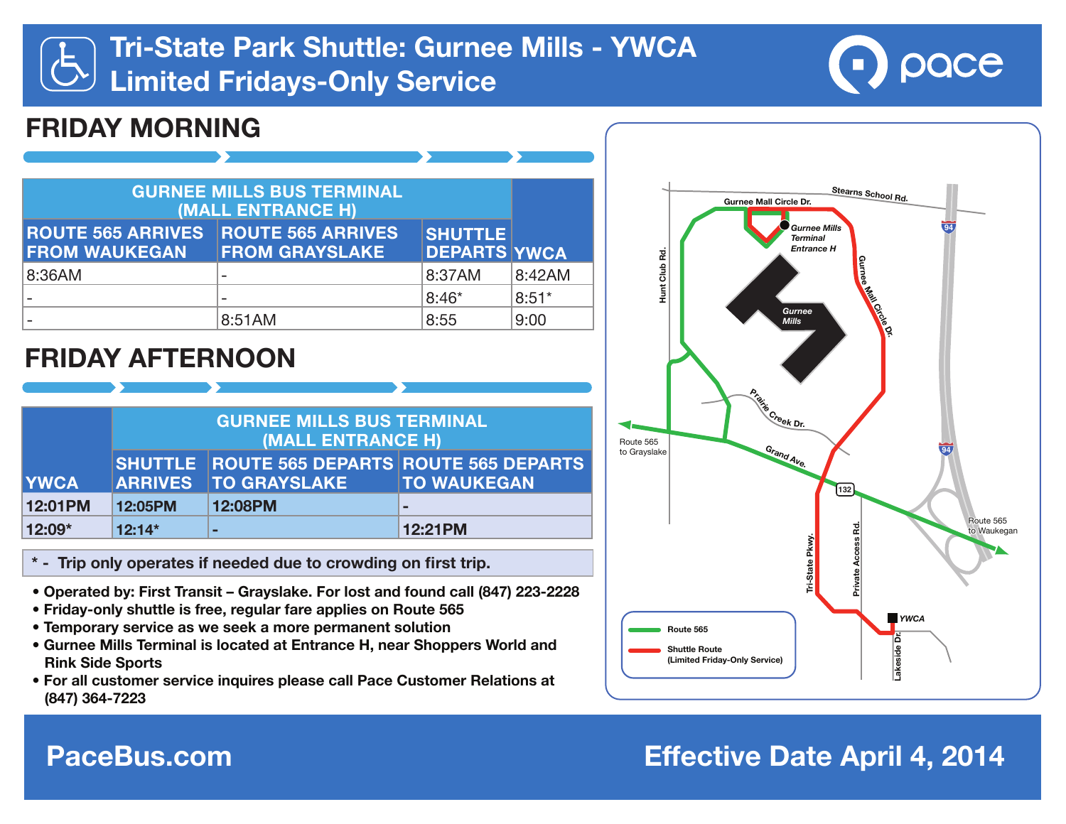# Tri-State Park Shuttle: Gurnee Mills - YWCA
# Limited Fridays-Only Service

pace

## FRIDAY MORNING

| GURNEE MILLS BUS TERMINAL (MALL ENTRANCE H) | | | |
|---|---|---|---|
| ROUTE 565 ARRIVES FROM WAUKEGAN | ROUTE 565 ARRIVES FROM GRAYSLAKE | SHUTTLE DEPARTS | YWCA |
| 8:36AM | - | 8:37AM | 8:42AM |
| - | - | 8:46* | 8:51* |
| - | 8:51AM | 8:55 | 9:00 |

## FRIDAY AFTERNOON

| | GURNEE MILLS BUS TERMINAL (MALL ENTRANCE H) | | |
|---|---|---|---|
| YWCA | SHUTTLE ARRIVES | ROUTE 565 DEPARTS TO GRAYSLAKE | ROUTE 565 DEPARTS TO WAUKEGAN |
| 12:01PM | 12:05PM | 12:08PM | - |
| 12:09* | 12:14* | - | 12:21PM |

**\* - Trip only operates if needed due to crowding on first trip.**

- Operated by: First Transit – Grayslake. For lost and found call (847) 223-2228
- Friday-only shuttle is free, regular fare applies on Route 565
- Temporary service as we seek a more permanent solution
- Gurnee Mills Terminal is located at Entrance H, near Shoppers World and Rink Side Sports
- For all customer service inquires please call Pace Customer Relations at (847) 364-7223

Map labels: Stearns School Rd.; Gurnee Mall Circle Dr.; Gurnee Mills Terminal Entrance H; Hunt Club Rd.; Gurnee Mills; Gurnee Mall Circle Dr.; 94; Prairie Creek Dr.; Route 565 to Grayslake; Grand Ave.; 132; Route 565 to Waukegan; Tri-State Pkwy.; Private Access Rd.; YWCA; Lakeside Dr.

Legend: Route 565; Shuttle Route (Limited Friday-Only Service)

**PaceBus.com**

**Effective Date April 4, 2014**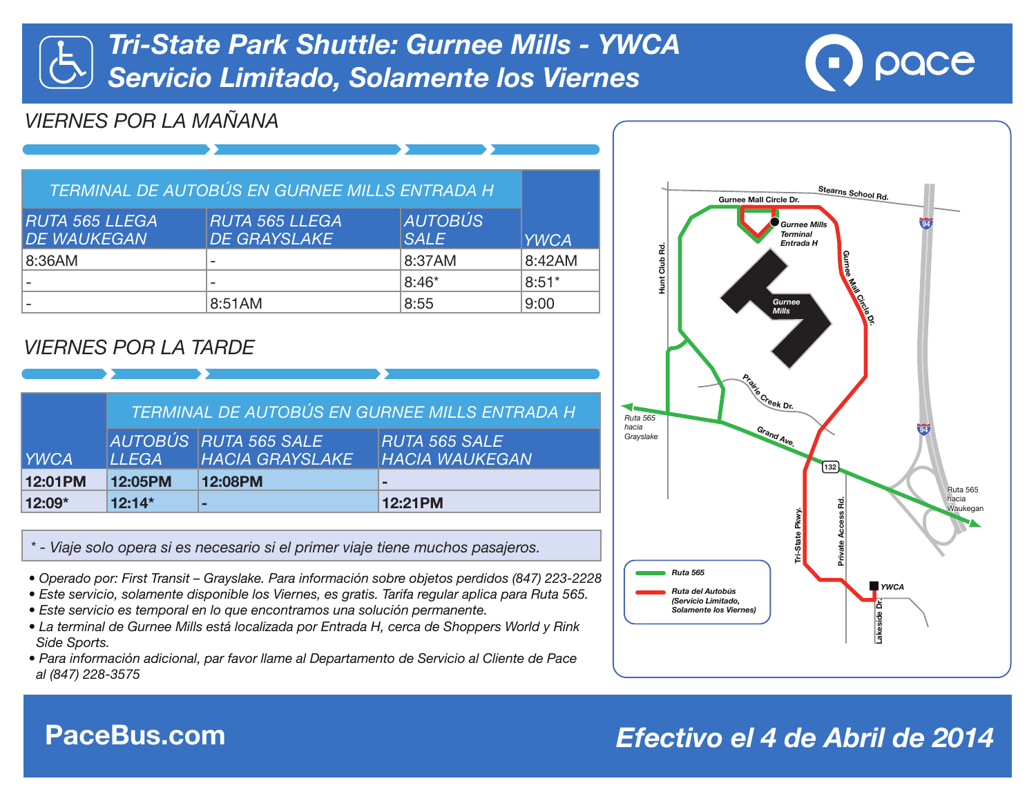# Tri-State Park Shuttle: Gurnee Mills - YWCA
## Servicio Limitado, Solamente los Viernes

pace

### VIERNES POR LA MAÑANA

| TERMINAL DE AUTOBÚS EN GURNEE MILLS ENTRADA H | | | |
|---|---|---|---|
| RUTA 565 LLEGA DE WAUKEGAN | RUTA 565 LLEGA DE GRAYSLAKE | AUTOBÚS SALE | YWCA |
| 8:36AM | - | 8:37AM | 8:42AM |
| - | - | 8:46* | 8:51* |
| - | 8:51AM | 8:55 | 9:00 |

### VIERNES POR LA TARDE

| | TERMINAL DE AUTOBÚS EN GURNEE MILLS ENTRADA H | | |
|---|---|---|---|
| YWCA | AUTOBÚS LLEGA | RUTA 565 SALE HACIA GRAYSLAKE | RUTA 565 SALE HACIA WAUKEGAN |
| **12:01PM** | **12:05PM** | **12:08PM** | **-** |
| **12:09*** | **12:14*** | **-** | **12:21PM** |

*\* - Viaje solo opera si es necesario si el primer viaje tiene muchos pasajeros.*

- *Operado por: First Transit – Grayslake. Para información sobre objetos perdidos (847) 223-2228*
- *Este servicio, solamente disponible los Viernes, es gratis. Tarifa regular aplica para Ruta 565.*
- *Este servicio es temporal en lo que encontramos una solución permanente.*
- *La terminal de Gurnee Mills está localizada por Entrada H, cerca de Shoppers World y Rink Side Sports.*
- *Para información adicional, par favor llame al Departamento de Servicio al Cliente de Pace al (847) 228-3575*

Stearns School Rd.
Gurnee Mall Circle Dr.
Gurnee Mills Terminal Entrada H
Hunt Club Rd.
Gurnee Mills
Gurnee Mall Circle Dr.
94
Prairie Creek Dr.
Ruta 565 hacia Grayslake
Grand Ave.
132
94
Ruta 565 hacia Waukegan
Tri-State Pkwy.
Private Access Rd.
YWCA
Lakeside Dr.
Ruta 565
Ruta del Autobús (Servicio Limitado, Solamente los Viernes)

**PaceBus.com**

***Efectivo el 4 de Abril de 2014***